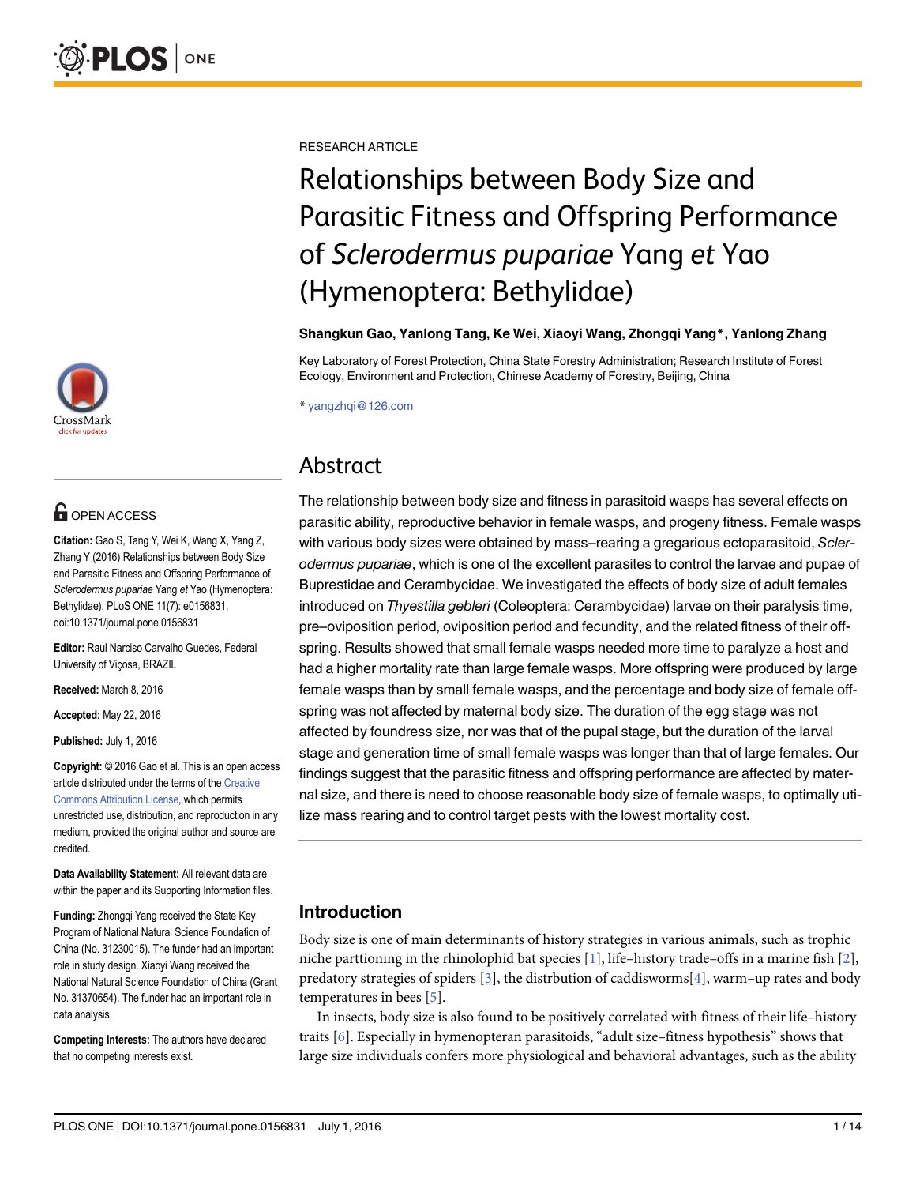RESEARCH ARTICLE

# Relationships between Body Size and Parasitic Fitness and Offspring Performance of *Sclerodermus pupariae* Yang *et* Yao (Hymenoptera: Bethylidae)

**Shangkun Gao, Yanlong Tang, Ke Wei, Xiaoyi Wang, Zhongqi Yang*, Yanlong Zhang**

Key Laboratory of Forest Protection, China State Forestry Administration; Research Institute of Forest Ecology, Environment and Protection, Chinese Academy of Forestry, Beijing, China

* yangzhqi@126.com

OPEN ACCESS

**Citation:** Gao S, Tang Y, Wei K, Wang X, Yang Z, Zhang Y (2016) Relationships between Body Size and Parasitic Fitness and Offspring Performance of *Sclerodermus pupariae* Yang *et* Yao (Hymenoptera: Bethylidae). PLoS ONE 11(7): e0156831. doi:10.1371/journal.pone.0156831

**Editor:** Raul Narciso Carvalho Guedes, Federal University of Viçosa, BRAZIL

**Received:** March 8, 2016

**Accepted:** May 22, 2016

**Published:** July 1, 2016

**Copyright:** © 2016 Gao et al. This is an open access article distributed under the terms of the Creative Commons Attribution License, which permits unrestricted use, distribution, and reproduction in any medium, provided the original author and source are credited.

**Data Availability Statement:** All relevant data are within the paper and its Supporting Information files.

**Funding:** Zhongqi Yang received the State Key Program of National Natural Science Foundation of China (No. 31230015). The funder had an important role in study design. Xiaoyi Wang received the National Natural Science Foundation of China (Grant No. 31370654). The funder had an important role in data analysis.

**Competing Interests:** The authors have declared that no competing interests exist.

## Abstract

The relationship between body size and fitness in parasitoid wasps has several effects on parasitic ability, reproductive behavior in female wasps, and progeny fitness. Female wasps with various body sizes were obtained by mass–rearing a gregarious ectoparasitoid, *Sclerodermus pupariae*, which is one of the excellent parasites to control the larvae and pupae of Buprestidae and Cerambycidae. We investigated the effects of body size of adult females introduced on *Thyestilla gebleri* (Coleoptera: Cerambycidae) larvae on their paralysis time, pre–oviposition period, oviposition period and fecundity, and the related fitness of their offspring. Results showed that small female wasps needed more time to paralyze a host and had a higher mortality rate than large female wasps. More offspring were produced by large female wasps than by small female wasps, and the percentage and body size of female offspring was not affected by maternal body size. The duration of the egg stage was not affected by foundress size, nor was that of the pupal stage, but the duration of the larval stage and generation time of small female wasps was longer than that of large females. Our findings suggest that the parasitic fitness and offspring performance are affected by maternal size, and there is need to choose reasonable body size of female wasps, to optimally utilize mass rearing and to control target pests with the lowest mortality cost.

## Introduction

Body size is one of main determinants of history strategies in various animals, such as trophic niche parttioning in the rhinolophid bat species [1], life–history trade–offs in a marine fish [2], predatory strategies of spiders [3], the distrbution of caddisworms[4], warm–up rates and body temperatures in bees [5].

In insects, body size is also found to be positively correlated with fitness of their life–history traits [6]. Especially in hymenopteran parasitoids, "adult size–fitness hypothesis" shows that large size individuals confers more physiological and behavioral advantages, such as the ability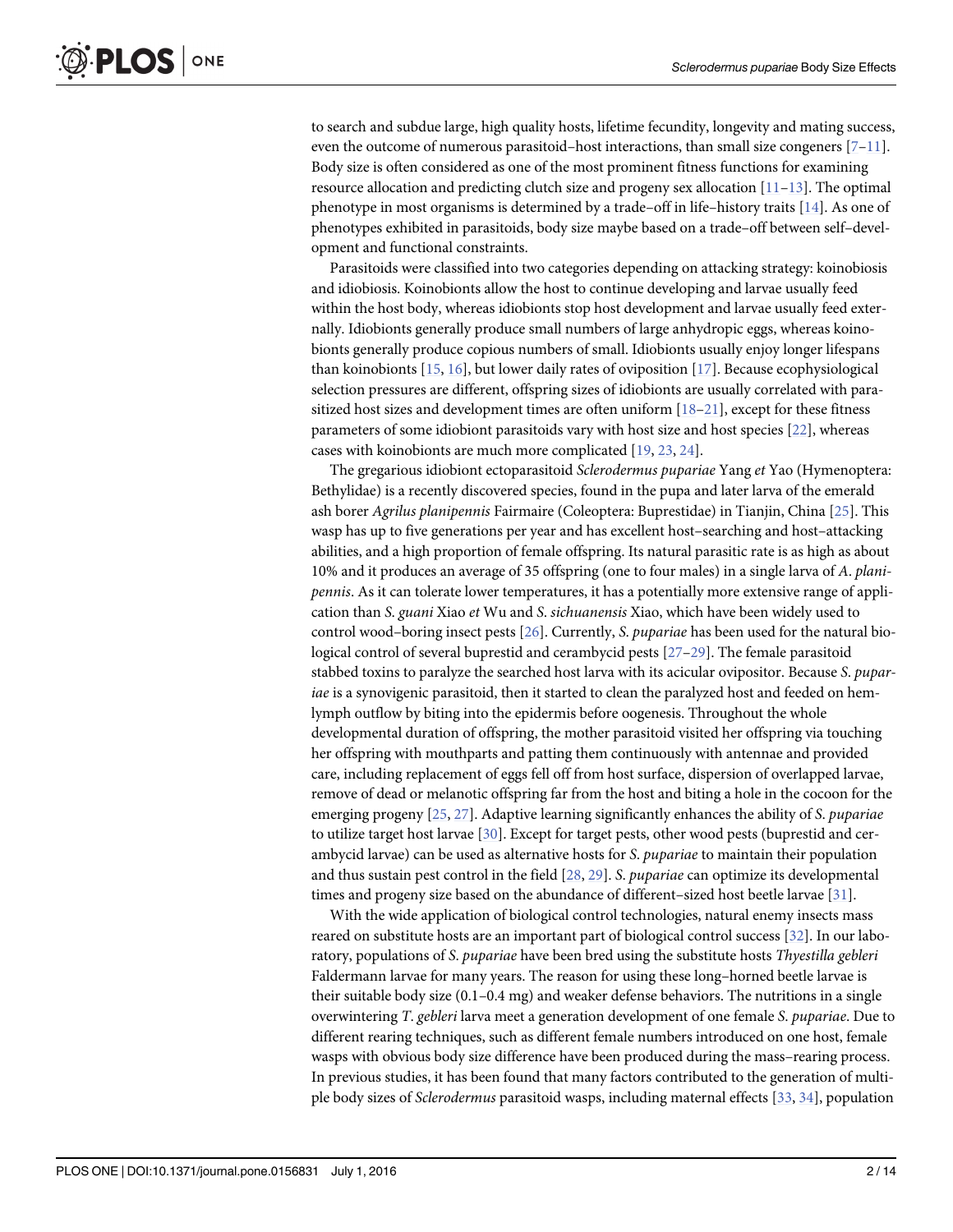to search and subdue large, high quality hosts, lifetime fecundity, longevity and mating success, even the outcome of numerous parasitoid–host interactions, than small size congeners [7–11]. Body size is often considered as one of the most prominent fitness functions for examining resource allocation and predicting clutch size and progeny sex allocation [11–13]. The optimal phenotype in most organisms is determined by a trade–off in life–history traits [14]. As one of phenotypes exhibited in parasitoids, body size maybe based on a trade–off between self–development and functional constraints.

Parasitoids were classified into two categories depending on attacking strategy: koinobiosis and idiobiosis. Koinobionts allow the host to continue developing and larvae usually feed within the host body, whereas idiobionts stop host development and larvae usually feed externally. Idiobionts generally produce small numbers of large anhydropic eggs, whereas koinobionts generally produce copious numbers of small. Idiobionts usually enjoy longer lifespans than koinobionts [15, 16], but lower daily rates of oviposition [17]. Because ecophysiological selection pressures are different, offspring sizes of idiobionts are usually correlated with parasitized host sizes and development times are often uniform [18–21], except for these fitness parameters of some idiobiont parasitoids vary with host size and host species [22], whereas cases with koinobionts are much more complicated [19, 23, 24].

The gregarious idiobiont ectoparasitoid *Sclerodermus pupariae* Yang *et* Yao (Hymenoptera: Bethylidae) is a recently discovered species, found in the pupa and later larva of the emerald ash borer *Agrilus planipennis* Fairmaire (Coleoptera: Buprestidae) in Tianjin, China [25]. This wasp has up to five generations per year and has excellent host–searching and host–attacking abilities, and a high proportion of female offspring. Its natural parasitic rate is as high as about 10% and it produces an average of 35 offspring (one to four males) in a single larva of *A. planipennis*. As it can tolerate lower temperatures, it has a potentially more extensive range of application than *S. guani* Xiao *et* Wu and *S. sichuanensis* Xiao, which have been widely used to control wood–boring insect pests [26]. Currently, *S. pupariae* has been used for the natural biological control of several buprestid and cerambycid pests [27–29]. The female parasitoid stabbed toxins to paralyze the searched host larva with its acicular ovipositor. Because *S. pupariae* is a synovigenic parasitoid, then it started to clean the paralyzed host and feeded on hemlymph outflow by biting into the epidermis before oogenesis. Throughout the whole developmental duration of offspring, the mother parasitoid visited her offspring via touching her offspring with mouthparts and patting them continuously with antennae and provided care, including replacement of eggs fell off from host surface, dispersion of overlapped larvae, remove of dead or melanotic offspring far from the host and biting a hole in the cocoon for the emerging progeny [25, 27]. Adaptive learning significantly enhances the ability of *S. pupariae* to utilize target host larvae [30]. Except for target pests, other wood pests (buprestid and cerambycid larvae) can be used as alternative hosts for *S. pupariae* to maintain their population and thus sustain pest control in the field [28, 29]. *S. pupariae* can optimize its developmental times and progeny size based on the abundance of different–sized host beetle larvae [31].

With the wide application of biological control technologies, natural enemy insects mass reared on substitute hosts are an important part of biological control success [32]. In our laboratory, populations of *S. pupariae* have been bred using the substitute hosts *Thyestilla gebleri* Faldermann larvae for many years. The reason for using these long–horned beetle larvae is their suitable body size (0.1–0.4 mg) and weaker defense behaviors. The nutritions in a single overwintering *T. gebleri* larva meet a generation development of one female *S. pupariae*. Due to different rearing techniques, such as different female numbers introduced on one host, female wasps with obvious body size difference have been produced during the mass–rearing process. In previous studies, it has been found that many factors contributed to the generation of multiple body sizes of *Sclerodermus* parasitoid wasps, including maternal effects [33, 34], population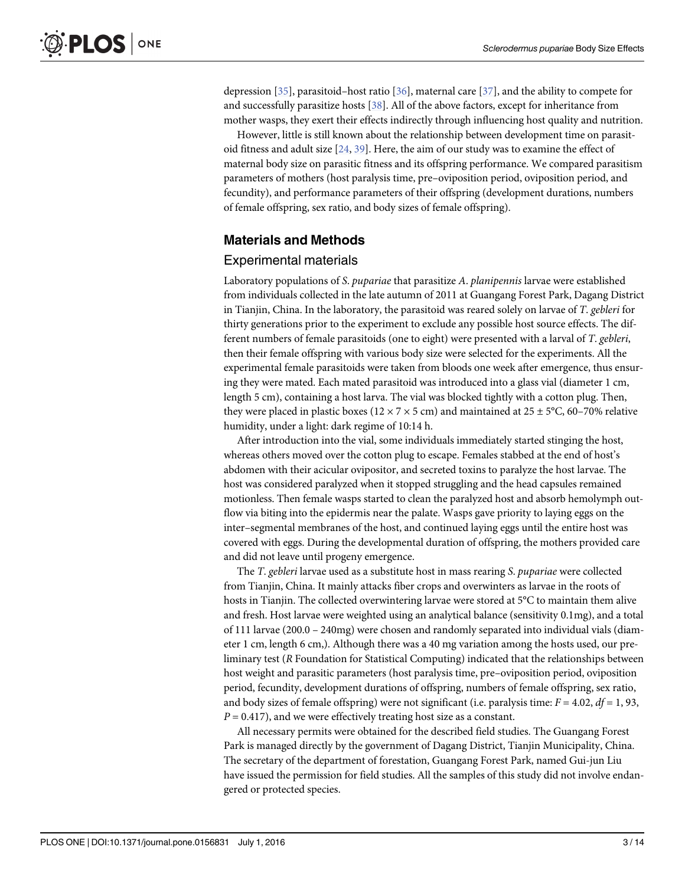depression [35], parasitoid–host ratio [36], maternal care [37], and the ability to compete for and successfully parasitize hosts [38]. All of the above factors, except for inheritance from mother wasps, they exert their effects indirectly through influencing host quality and nutrition.

However, little is still known about the relationship between development time on parasitoid fitness and adult size [24, 39]. Here, the aim of our study was to examine the effect of maternal body size on parasitic fitness and its offspring performance. We compared parasitism parameters of mothers (host paralysis time, pre–oviposition period, oviposition period, and fecundity), and performance parameters of their offspring (development durations, numbers of female offspring, sex ratio, and body sizes of female offspring).

## Materials and Methods

### Experimental materials

Laboratory populations of *S. pupariae* that parasitize *A. planipennis* larvae were established from individuals collected in the late autumn of 2011 at Guangang Forest Park, Dagang District in Tianjin, China. In the laboratory, the parasitoid was reared solely on larvae of *T. gebleri* for thirty generations prior to the experiment to exclude any possible host source effects. The different numbers of female parasitoids (one to eight) were presented with a larval of *T. gebleri*, then their female offspring with various body size were selected for the experiments. All the experimental female parasitoids were taken from bloods one week after emergence, thus ensuring they were mated. Each mated parasitoid was introduced into a glass vial (diameter 1 cm, length 5 cm), containing a host larva. The vial was blocked tightly with a cotton plug. Then, they were placed in plastic boxes ($12 \times 7 \times 5$ cm) and maintained at $25 \pm 5$°C, 60–70% relative humidity, under a light: dark regime of 10:14 h.

After introduction into the vial, some individuals immediately started stinging the host, whereas others moved over the cotton plug to escape. Females stabbed at the end of host's abdomen with their acicular ovipositor, and secreted toxins to paralyze the host larvae. The host was considered paralyzed when it stopped struggling and the head capsules remained motionless. Then female wasps started to clean the paralyzed host and absorb hemolymph outflow via biting into the epidermis near the palate. Wasps gave priority to laying eggs on the inter–segmental membranes of the host, and continued laying eggs until the entire host was covered with eggs. During the developmental duration of offspring, the mothers provided care and did not leave until progeny emergence.

The *T. gebleri* larvae used as a substitute host in mass rearing *S. pupariae* were collected from Tianjin, China. It mainly attacks fiber crops and overwinters as larvae in the roots of hosts in Tianjin. The collected overwintering larvae were stored at 5°C to maintain them alive and fresh. Host larvae were weighted using an analytical balance (sensitivity 0.1mg), and a total of 111 larvae (200.0 – 240mg) were chosen and randomly separated into individual vials (diameter 1 cm, length 6 cm,). Although there was a 40 mg variation among the hosts used, our preliminary test (*R* Foundation for Statistical Computing) indicated that the relationships between host weight and parasitic parameters (host paralysis time, pre–oviposition period, oviposition period, fecundity, development durations of offspring, numbers of female offspring, sex ratio, and body sizes of female offspring) were not significant (i.e. paralysis time: $F = 4.02$, $df = 1, 93$, $P = 0.417$), and we were effectively treating host size as a constant.

All necessary permits were obtained for the described field studies. The Guangang Forest Park is managed directly by the government of Dagang District, Tianjin Municipality, China. The secretary of the department of forestation, Guangang Forest Park, named Gui-jun Liu have issued the permission for field studies. All the samples of this study did not involve endangered or protected species.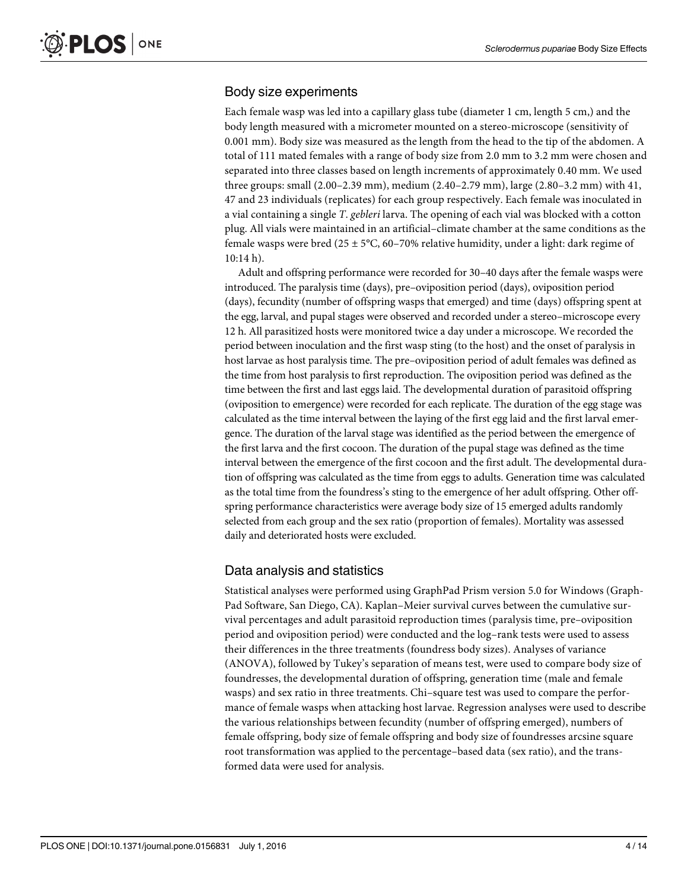## Body size experiments

Each female wasp was led into a capillary glass tube (diameter 1 cm, length 5 cm,) and the body length measured with a micrometer mounted on a stereo-microscope (sensitivity of 0.001 mm). Body size was measured as the length from the head to the tip of the abdomen. A total of 111 mated females with a range of body size from 2.0 mm to 3.2 mm were chosen and separated into three classes based on length increments of approximately 0.40 mm. We used three groups: small (2.00–2.39 mm), medium (2.40–2.79 mm), large (2.80–3.2 mm) with 41, 47 and 23 individuals (replicates) for each group respectively. Each female was inoculated in a vial containing a single *T*. *gebleri* larva. The opening of each vial was blocked with a cotton plug. All vials were maintained in an artificial–climate chamber at the same conditions as the female wasps were bred (25 ± 5°C, 60–70% relative humidity, under a light: dark regime of 10:14 h).

Adult and offspring performance were recorded for 30–40 days after the female wasps were introduced. The paralysis time (days), pre–oviposition period (days), oviposition period (days), fecundity (number of offspring wasps that emerged) and time (days) offspring spent at the egg, larval, and pupal stages were observed and recorded under a stereo–microscope every 12 h. All parasitized hosts were monitored twice a day under a microscope. We recorded the period between inoculation and the first wasp sting (to the host) and the onset of paralysis in host larvae as host paralysis time. The pre–oviposition period of adult females was defined as the time from host paralysis to first reproduction. The oviposition period was defined as the time between the first and last eggs laid. The developmental duration of parasitoid offspring (oviposition to emergence) were recorded for each replicate. The duration of the egg stage was calculated as the time interval between the laying of the first egg laid and the first larval emergence. The duration of the larval stage was identified as the period between the emergence of the first larva and the first cocoon. The duration of the pupal stage was defined as the time interval between the emergence of the first cocoon and the first adult. The developmental duration of offspring was calculated as the time from eggs to adults. Generation time was calculated as the total time from the foundress's sting to the emergence of her adult offspring. Other offspring performance characteristics were average body size of 15 emerged adults randomly selected from each group and the sex ratio (proportion of females). Mortality was assessed daily and deteriorated hosts were excluded.

## Data analysis and statistics

Statistical analyses were performed using GraphPad Prism version 5.0 for Windows (GraphPad Software, San Diego, CA). Kaplan–Meier survival curves between the cumulative survival percentages and adult parasitoid reproduction times (paralysis time, pre–oviposition period and oviposition period) were conducted and the log–rank tests were used to assess their differences in the three treatments (foundress body sizes). Analyses of variance (ANOVA), followed by Tukey's separation of means test, were used to compare body size of foundresses, the developmental duration of offspring, generation time (male and female wasps) and sex ratio in three treatments. Chi–square test was used to compare the performance of female wasps when attacking host larvae. Regression analyses were used to describe the various relationships between fecundity (number of offspring emerged), numbers of female offspring, body size of female offspring and body size of foundresses arcsine square root transformation was applied to the percentage–based data (sex ratio), and the transformed data were used for analysis.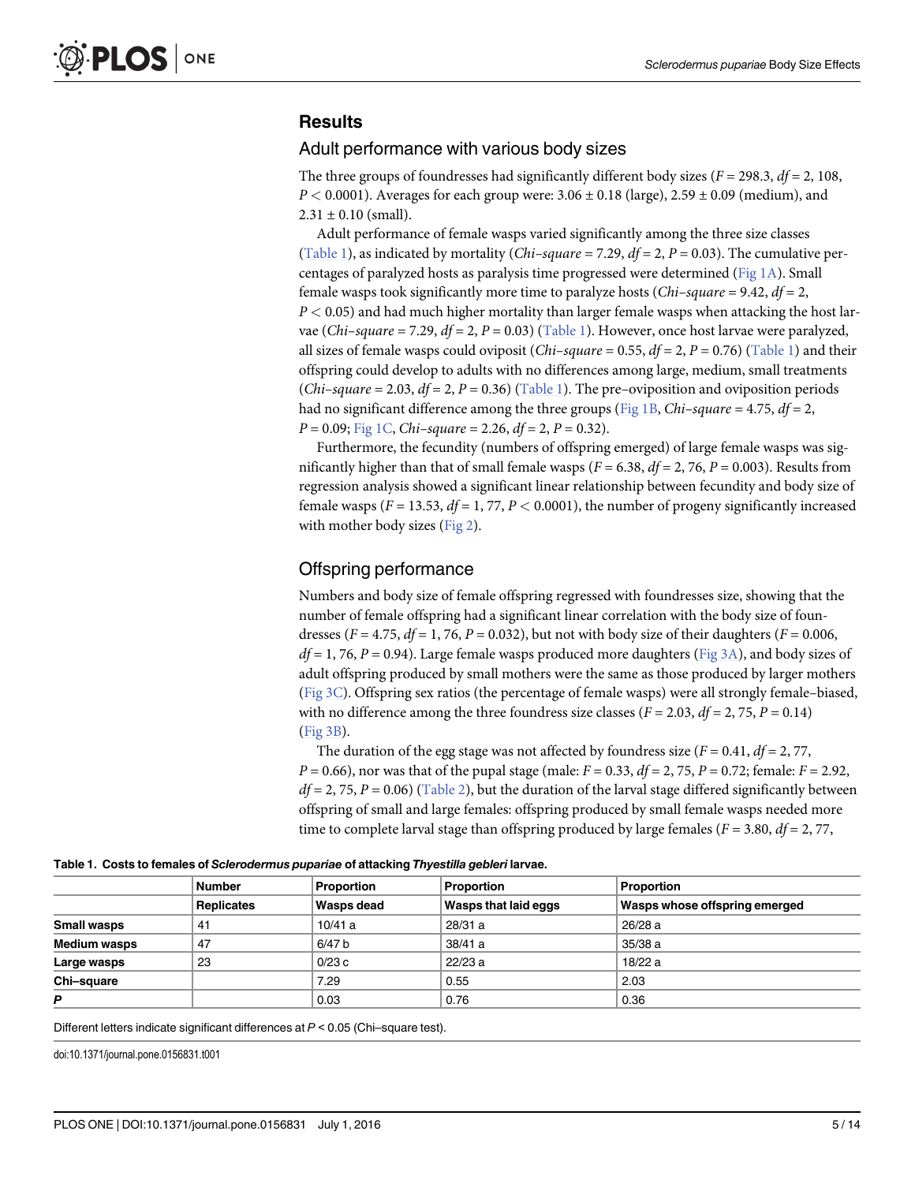## Results

### Adult performance with various body sizes

The three groups of foundresses had significantly different body sizes ($F = 298.3$, $df = 2, 108$, $P < 0.0001$). Averages for each group were: $3.06 \pm 0.18$ (large), $2.59 \pm 0.09$ (medium), and $2.31 \pm 0.10$ (small).

Adult performance of female wasps varied significantly among the three size classes (Table 1), as indicated by mortality (*Chi–square* = 7.29, $df = 2$, $P = 0.03$). The cumulative percentages of paralyzed hosts as paralysis time progressed were determined (Fig 1A). Small female wasps took significantly more time to paralyze hosts (*Chi–square* = 9.42, $df = 2$, $P < 0.05$) and had much higher mortality than larger female wasps when attacking the host larvae (*Chi–square* = 7.29, $df = 2$, $P = 0.03$) (Table 1). However, once host larvae were paralyzed, all sizes of female wasps could oviposit (*Chi–square* = 0.55, $df = 2$, $P = 0.76$) (Table 1) and their offspring could develop to adults with no differences among large, medium, small treatments (*Chi–square* = 2.03, $df = 2$, $P = 0.36$) (Table 1). The pre–oviposition and oviposition periods had no significant difference among the three groups (Fig 1B, *Chi–square* = 4.75, $df = 2$, $P = 0.09$; Fig 1C, *Chi–square* = 2.26, $df = 2$, $P = 0.32$).

Furthermore, the fecundity (numbers of offspring emerged) of large female wasps was significantly higher than that of small female wasps ($F = 6.38$, $df = 2, 76$, $P = 0.003$). Results from regression analysis showed a significant linear relationship between fecundity and body size of female wasps ($F = 13.53$, $df = 1, 77$, $P < 0.0001$), the number of progeny significantly increased with mother body sizes (Fig 2).

### Offspring performance

Numbers and body size of female offspring regressed with foundresses size, showing that the number of female offspring had a significant linear correlation with the body size of foundresses ($F = 4.75$, $df = 1, 76$, $P = 0.032$), but not with body size of their daughters ($F = 0.006$, $df = 1, 76$, $P = 0.94$). Large female wasps produced more daughters (Fig 3A), and body sizes of adult offspring produced by small mothers were the same as those produced by larger mothers (Fig 3C). Offspring sex ratios (the percentage of female wasps) were all strongly female–biased, with no difference among the three foundress size classes ($F = 2.03$, $df = 2, 75$, $P = 0.14$) (Fig 3B).

The duration of the egg stage was not affected by foundress size ($F = 0.41$, $df = 2, 77$, $P = 0.66$), nor was that of the pupal stage (male: $F = 0.33$, $df = 2, 75$, $P = 0.72$; female: $F = 2.92$, $df = 2, 75$, $P = 0.06$) (Table 2), but the duration of the larval stage differed significantly between offspring of small and large females: offspring produced by small female wasps needed more time to complete larval stage than offspring produced by large females ($F = 3.80$, $df = 2, 77$,

**Table 1. Costs to females of *Sclerodermus pupariae* of attacking *Thyestilla gebleri* larvae.**

| | Number | Proportion | Proportion | Proportion |
|---|---|---|---|---|
| | **Replicates** | **Wasps dead** | **Wasps that laid eggs** | **Wasps whose offspring emerged** |
| **Small wasps** | 41 | 10/41 a | 28/31 a | 26/28 a |
| **Medium wasps** | 47 | 6/47 b | 38/41 a | 35/38 a |
| **Large wasps** | 23 | 0/23 c | 22/23 a | 18/22 a |
| **Chi–square** | | 7.29 | 0.55 | 2.03 |
| ***P*** | | 0.03 | 0.76 | 0.36 |

Different letters indicate significant differences at $P < 0.05$ (Chi–square test).

doi:10.1371/journal.pone.0156831.t001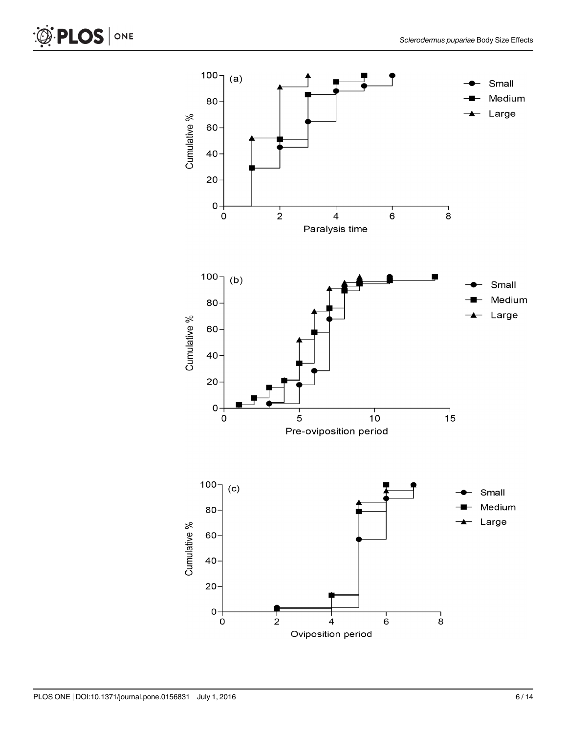(a)

Cumulative %

Paralysis time

Small
Medium
Large

(b)

Cumulative %

Pre-oviposition period

Small
Medium
Large

(c)

Cumulative %

Oviposition period

Small
Medium
Large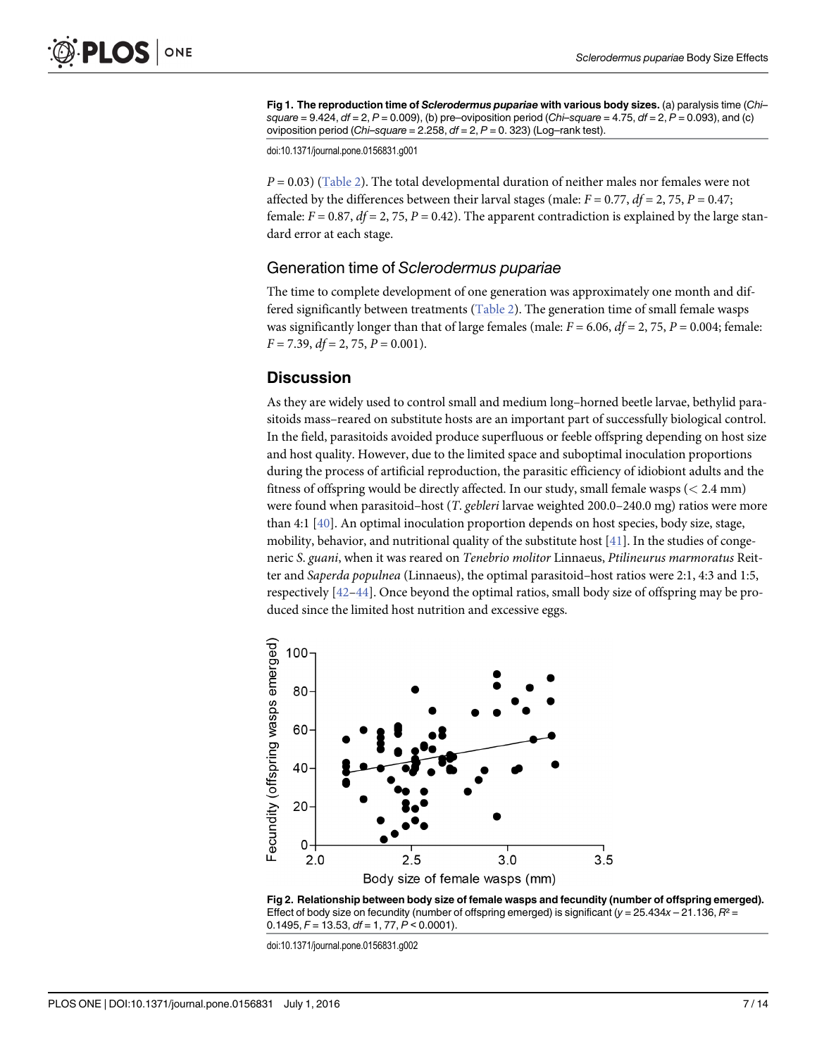**Fig 1. The reproduction time of *Sclerodermus pupariae* with various body sizes.** (a) paralysis time (*Chi–square* = 9.424, *df* = 2, *P* = 0.009), (b) pre–oviposition period (*Chi–square* = 4.75, *df* = 2, *P* = 0.093), and (c) oviposition period (*Chi–square* = 2.258, *df* = 2, *P* = 0. 323) (Log–rank test).

doi:10.1371/journal.pone.0156831.g001

$P = 0.03$) (Table 2). The total developmental duration of neither males nor females were not affected by the differences between their larval stages (male: $F = 0.77$, $df = 2, 75$, $P = 0.47$; female: $F = 0.87$, $df = 2, 75$, $P = 0.42$). The apparent contradiction is explained by the large standard error at each stage.

### Generation time of *Sclerodermus pupariae*

The time to complete development of one generation was approximately one month and differed significantly between treatments (Table 2). The generation time of small female wasps was significantly longer than that of large females (male: $F = 6.06$, $df = 2, 75$, $P = 0.004$; female: $F = 7.39$, $df = 2, 75$, $P = 0.001$).

## Discussion

As they are widely used to control small and medium long–horned beetle larvae, bethylid parasitoids mass–reared on substitute hosts are an important part of successfully biological control. In the field, parasitoids avoided produce superfluous or feeble offspring depending on host size and host quality. However, due to the limited space and suboptimal inoculation proportions during the process of artificial reproduction, the parasitic efficiency of idiobiont adults and the fitness of offspring would be directly affected. In our study, small female wasps (< 2.4 mm) were found when parasitoid–host (*T. gebleri* larvae weighted 200.0–240.0 mg) ratios were more than 4:1 [40]. An optimal inoculation proportion depends on host species, body size, stage, mobility, behavior, and nutritional quality of the substitute host [41]. In the studies of congeneric *S. guani*, when it was reared on *Tenebrio molitor* Linnaeus, *Ptilineurus marmoratus* Reitter and *Saperda populnea* (Linnaeus), the optimal parasitoid–host ratios were 2:1, 4:3 and 1:5, respectively [42–44]. Once beyond the optimal ratios, small body size of offspring may be produced since the limited host nutrition and excessive eggs.

**Fig 2. Relationship between body size of female wasps and fecundity (number of offspring emerged).** Effect of body size on fecundity (number of offspring emerged) is significant ($y = 25.434x - 21.136$, $R^2 = 0.1495$, $F = 13.53$, $df = 1, 77$, $P < 0.0001$).

doi:10.1371/journal.pone.0156831.g002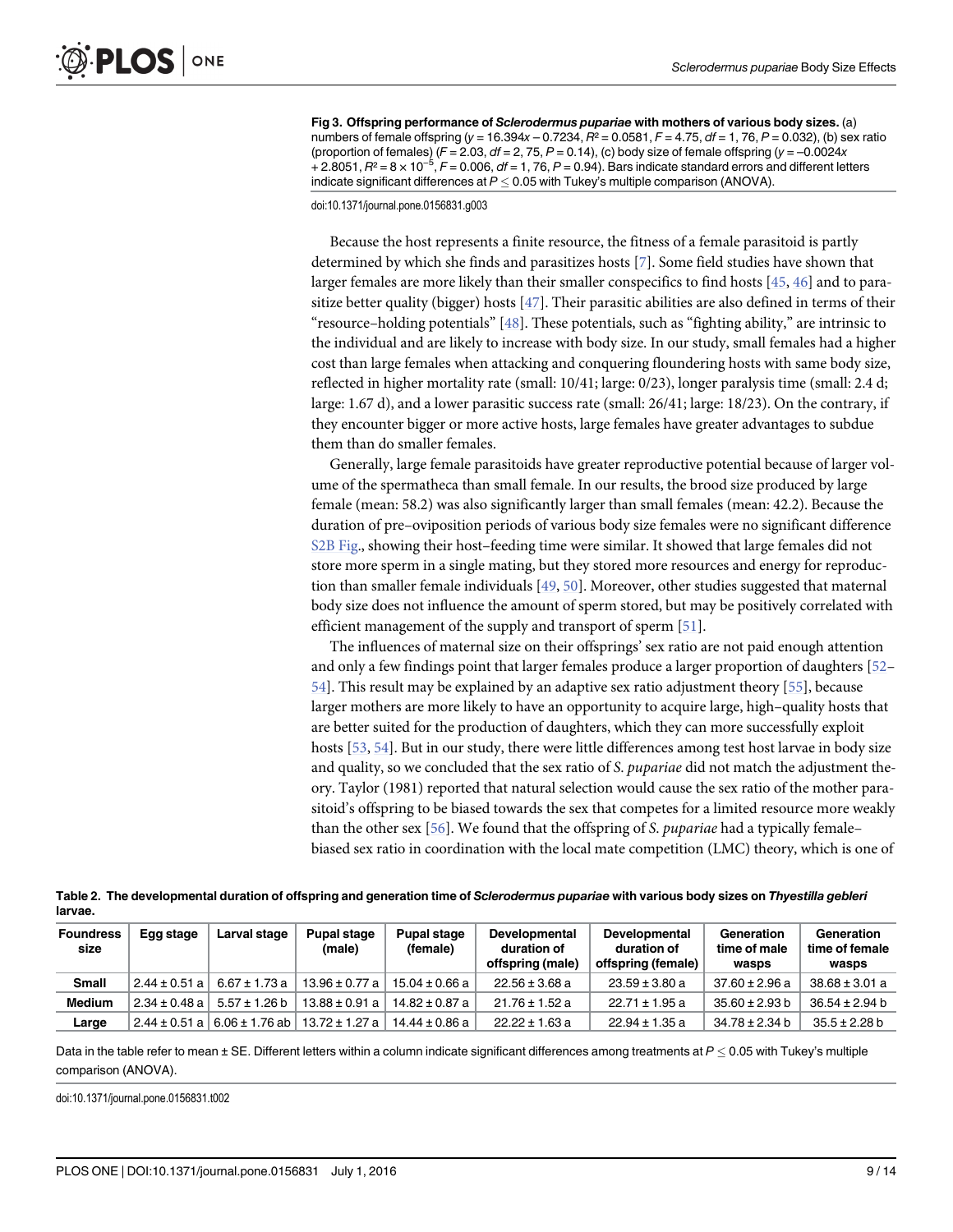**Fig 3. Offspring performance of *Sclerodermus pupariae* with mothers of various body sizes.** (a) numbers of female offspring ($y = 16.394x - 0.7234$, $R^2 = 0.0581$, $F = 4.75$, $df = 1, 76$, $P = 0.032$), (b) sex ratio (proportion of females) ($F = 2.03$, $df = 2, 75$, $P = 0.14$), (c) body size of female offspring ($y = -0.0024x + 2.8051$, $R^2 = 8 \times 10^{-5}$, $F = 0.006$, $df = 1, 76$, $P = 0.94$). Bars indicate standard errors and different letters indicate significant differences at $P \leq 0.05$ with Tukey's multiple comparison (ANOVA).

doi:10.1371/journal.pone.0156831.g003

Because the host represents a finite resource, the fitness of a female parasitoid is partly determined by which she finds and parasitizes hosts [7]. Some field studies have shown that larger females are more likely than their smaller conspecifics to find hosts [45, 46] and to parasitize better quality (bigger) hosts [47]. Their parasitic abilities are also defined in terms of their "resource–holding potentials" [48]. These potentials, such as "fighting ability," are intrinsic to the individual and are likely to increase with body size. In our study, small females had a higher cost than large females when attacking and conquering floundering hosts with same body size, reflected in higher mortality rate (small: 10/41; large: 0/23), longer paralysis time (small: 2.4 d; large: 1.67 d), and a lower parasitic success rate (small: 26/41; large: 18/23). On the contrary, if they encounter bigger or more active hosts, large females have greater advantages to subdue them than do smaller females.

Generally, large female parasitoids have greater reproductive potential because of larger volume of the spermatheca than small female. In our results, the brood size produced by large female (mean: 58.2) was also significantly larger than small females (mean: 42.2). Because the duration of pre–oviposition periods of various body size females were no significant difference S2B Fig., showing their host–feeding time were similar. It showed that large females did not store more sperm in a single mating, but they stored more resources and energy for reproduction than smaller female individuals [49, 50]. Moreover, other studies suggested that maternal body size does not influence the amount of sperm stored, but may be positively correlated with efficient management of the supply and transport of sperm [51].

The influences of maternal size on their offsprings' sex ratio are not paid enough attention and only a few findings point that larger females produce a larger proportion of daughters [52–54]. This result may be explained by an adaptive sex ratio adjustment theory [55], because larger mothers are more likely to have an opportunity to acquire large, high–quality hosts that are better suited for the production of daughters, which they can more successfully exploit hosts [53, 54]. But in our study, there were little differences among test host larvae in body size and quality, so we concluded that the sex ratio of *S. pupariae* did not match the adjustment theory. Taylor (1981) reported that natural selection would cause the sex ratio of the mother parasitoid's offspring to be biased towards the sex that competes for a limited resource more weakly than the other sex [56]. We found that the offspring of *S. pupariae* had a typically female–biased sex ratio in coordination with the local mate competition (LMC) theory, which is one of

**Table 2. The developmental duration of offspring and generation time of *Sclerodermus pupariae* with various body sizes on *Thyestilla gebleri* larvae.**

| Foundress size | Egg stage | Larval stage | Pupal stage (male) | Pupal stage (female) | Developmental duration of offspring (male) | Developmental duration of offspring (female) | Generation time of male wasps | Generation time of female wasps |
|---|---|---|---|---|---|---|---|---|
| **Small** | 2.44 ± 0.51 a | 6.67 ± 1.73 a | 13.96 ± 0.77 a | 15.04 ± 0.66 a | 22.56 ± 3.68 a | 23.59 ± 3.80 a | 37.60 ± 2.96 a | 38.68 ± 3.01 a |
| **Medium** | 2.34 ± 0.48 a | 5.57 ± 1.26 b | 13.88 ± 0.91 a | 14.82 ± 0.87 a | 21.76 ± 1.52 a | 22.71 ± 1.95 a | 35.60 ± 2.93 b | 36.54 ± 2.94 b |
| **Large** | 2.44 ± 0.51 a | 6.06 ± 1.76 ab | 13.72 ± 1.27 a | 14.44 ± 0.86 a | 22.22 ± 1.63 a | 22.94 ± 1.35 a | 34.78 ± 2.34 b | 35.5 ± 2.28 b |

Data in the table refer to mean ± SE. Different letters within a column indicate significant differences among treatments at $P \leq 0.05$ with Tukey's multiple comparison (ANOVA).

doi:10.1371/journal.pone.0156831.t002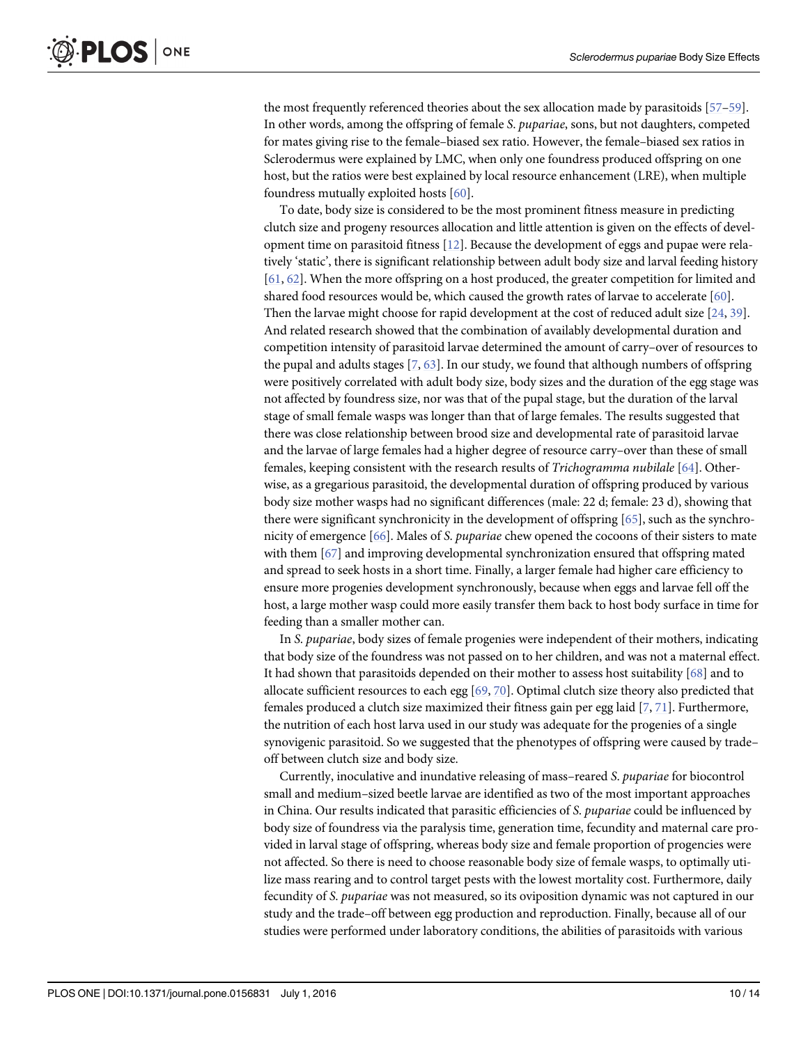the most frequently referenced theories about the sex allocation made by parasitoids [57–59]. In other words, among the offspring of female *S. pupariae*, sons, but not daughters, competed for mates giving rise to the female–biased sex ratio. However, the female–biased sex ratios in Sclerodermus were explained by LMC, when only one foundress produced offspring on one host, but the ratios were best explained by local resource enhancement (LRE), when multiple foundress mutually exploited hosts [60].

To date, body size is considered to be the most prominent fitness measure in predicting clutch size and progeny resources allocation and little attention is given on the effects of development time on parasitoid fitness [12]. Because the development of eggs and pupae were relatively 'static', there is significant relationship between adult body size and larval feeding history [61, 62]. When the more offspring on a host produced, the greater competition for limited and shared food resources would be, which caused the growth rates of larvae to accelerate [60]. Then the larvae might choose for rapid development at the cost of reduced adult size [24, 39]. And related research showed that the combination of availably developmental duration and competition intensity of parasitoid larvae determined the amount of carry–over of resources to the pupal and adults stages [7, 63]. In our study, we found that although numbers of offspring were positively correlated with adult body size, body sizes and the duration of the egg stage was not affected by foundress size, nor was that of the pupal stage, but the duration of the larval stage of small female wasps was longer than that of large females. The results suggested that there was close relationship between brood size and developmental rate of parasitoid larvae and the larvae of large females had a higher degree of resource carry–over than these of small females, keeping consistent with the research results of *Trichogramma nubilale* [64]. Otherwise, as a gregarious parasitoid, the developmental duration of offspring produced by various body size mother wasps had no significant differences (male: 22 d; female: 23 d), showing that there were significant synchronicity in the development of offspring [65], such as the synchronicity of emergence [66]. Males of *S. pupariae* chew opened the cocoons of their sisters to mate with them [67] and improving developmental synchronization ensured that offspring mated and spread to seek hosts in a short time. Finally, a larger female had higher care efficiency to ensure more progenies development synchronously, because when eggs and larvae fell off the host, a large mother wasp could more easily transfer them back to host body surface in time for feeding than a smaller mother can.

In *S. pupariae*, body sizes of female progenies were independent of their mothers, indicating that body size of the foundress was not passed on to her children, and was not a maternal effect. It had shown that parasitoids depended on their mother to assess host suitability [68] and to allocate sufficient resources to each egg [69, 70]. Optimal clutch size theory also predicted that females produced a clutch size maximized their fitness gain per egg laid [7, 71]. Furthermore, the nutrition of each host larva used in our study was adequate for the progenies of a single synovigenic parasitoid. So we suggested that the phenotypes of offspring were caused by trade–off between clutch size and body size.

Currently, inoculative and inundative releasing of mass–reared *S. pupariae* for biocontrol small and medium–sized beetle larvae are identified as two of the most important approaches in China. Our results indicated that parasitic efficiencies of *S. pupariae* could be influenced by body size of foundress via the paralysis time, generation time, fecundity and maternal care provided in larval stage of offspring, whereas body size and female proportion of progenies were not affected. So there is need to choose reasonable body size of female wasps, to optimally utilize mass rearing and to control target pests with the lowest mortality cost. Furthermore, daily fecundity of *S. pupariae* was not measured, so its oviposition dynamic was not captured in our study and the trade–off between egg production and reproduction. Finally, because all of our studies were performed under laboratory conditions, the abilities of parasitoids with various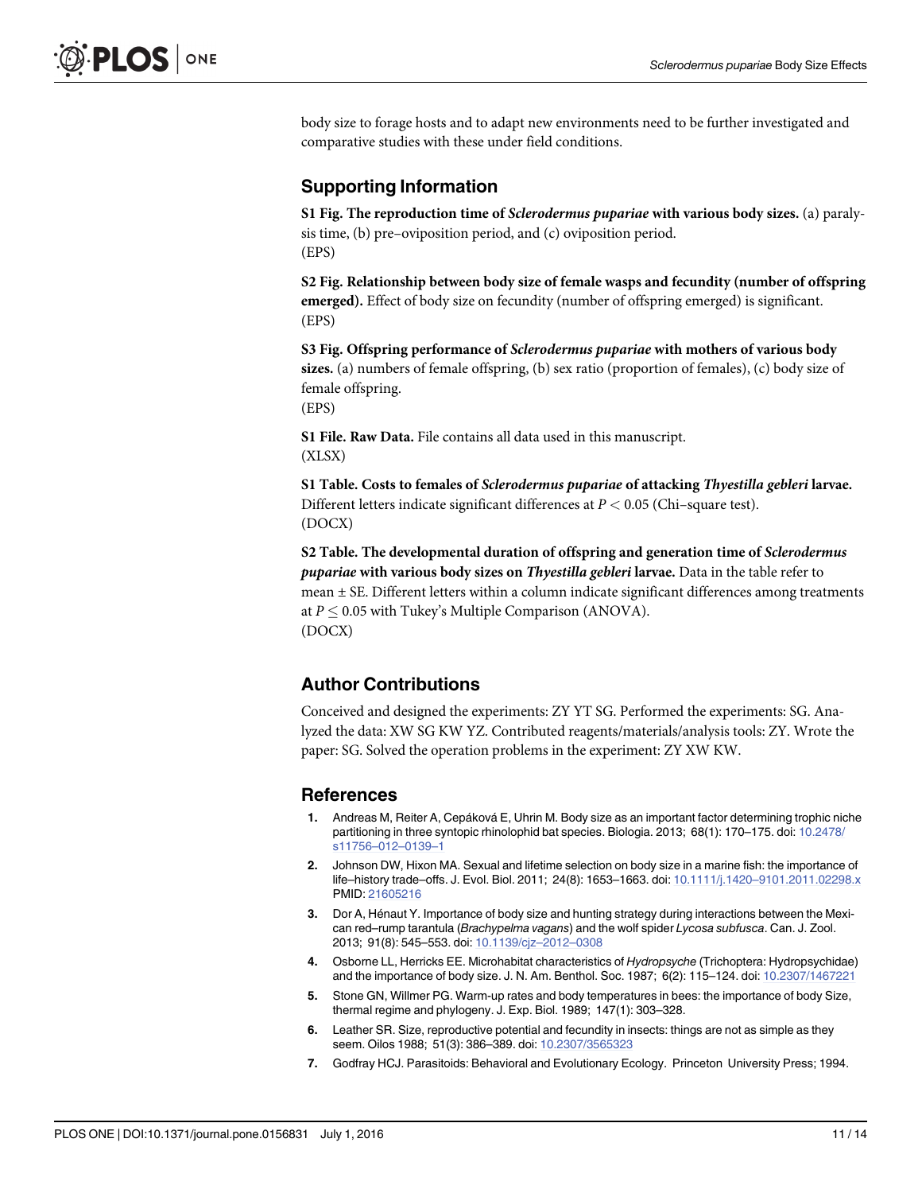body size to forage hosts and to adapt new environments need to be further investigated and comparative studies with these under field conditions.

## Supporting Information

**S1 Fig. The reproduction time of *Sclerodermus pupariae* with various body sizes.** (a) paralysis time, (b) pre–oviposition period, and (c) oviposition period.
(EPS)

**S2 Fig. Relationship between body size of female wasps and fecundity (number of offspring emerged).** Effect of body size on fecundity (number of offspring emerged) is significant.
(EPS)

**S3 Fig. Offspring performance of *Sclerodermus pupariae* with mothers of various body sizes.** (a) numbers of female offspring, (b) sex ratio (proportion of females), (c) body size of female offspring.
(EPS)

**S1 File. Raw Data.** File contains all data used in this manuscript.
(XLSX)

**S1 Table. Costs to females of *Sclerodermus pupariae* of attacking *Thyestilla gebleri* larvae.** Different letters indicate significant differences at $P < 0.05$ (Chi–square test).
(DOCX)

**S2 Table. The developmental duration of offspring and generation time of *Sclerodermus pupariae* with various body sizes on *Thyestilla gebleri* larvae.** Data in the table refer to mean ± SE. Different letters within a column indicate significant differences among treatments at $P \leq 0.05$ with Tukey's Multiple Comparison (ANOVA).
(DOCX)

## Author Contributions

Conceived and designed the experiments: ZY YT SG. Performed the experiments: SG. Analyzed the data: XW SG KW YZ. Contributed reagents/materials/analysis tools: ZY. Wrote the paper: SG. Solved the operation problems in the experiment: ZY XW KW.

## References

1. Andreas M, Reiter A, Cepáková E, Uhrin M. Body size as an important factor determining trophic niche partitioning in three syntopic rhinolophid bat species. Biologia. 2013; 68(1): 170–175. doi: 10.2478/s11756–012–0139–1
2. Johnson DW, Hixon MA. Sexual and lifetime selection on body size in a marine fish: the importance of life–history trade–offs. J. Evol. Biol. 2011; 24(8): 1653–1663. doi: 10.1111/j.1420–9101.2011.02298.x PMID: 21605216
3. Dor A, Hénaut Y. Importance of body size and hunting strategy during interactions between the Mexican red–rump tarantula (*Brachypelma vagans*) and the wolf spider *Lycosa subfusca*. Can. J. Zool. 2013; 91(8): 545–553. doi: 10.1139/cjz–2012–0308
4. Osborne LL, Herricks EE. Microhabitat characteristics of *Hydropsyche* (Trichoptera: Hydropsychidae) and the importance of body size. J. N. Am. Benthol. Soc. 1987; 6(2): 115–124. doi: 10.2307/1467221
5. Stone GN, Willmer PG. Warm-up rates and body temperatures in bees: the importance of body Size, thermal regime and phylogeny. J. Exp. Biol. 1989; 147(1): 303–328.
6. Leather SR. Size, reproductive potential and fecundity in insects: things are not as simple as they seem. Oilos 1988; 51(3): 386–389. doi: 10.2307/3565323
7. Godfray HCJ. Parasitoids: Behavioral and Evolutionary Ecology. Princeton University Press; 1994.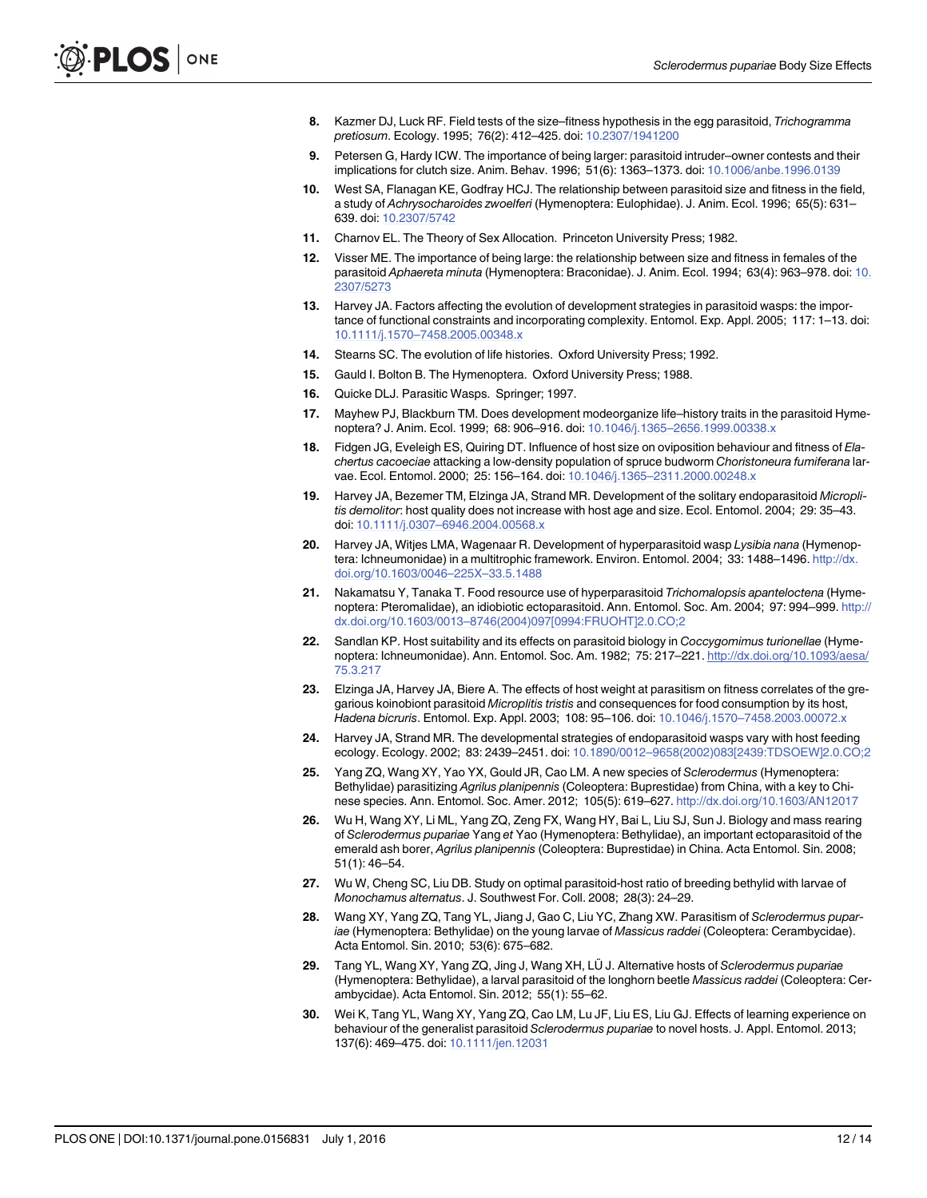8. Kazmer DJ, Luck RF. Field tests of the size–fitness hypothesis in the egg parasitoid, *Trichogramma pretiosum*. Ecology. 1995; 76(2): 412–425. doi: 10.2307/1941200
9. Petersen G, Hardy ICW. The importance of being larger: parasitoid intruder–owner contests and their implications for clutch size. Anim. Behav. 1996; 51(6): 1363–1373. doi: 10.1006/anbe.1996.0139
10. West SA, Flanagan KE, Godfray HCJ. The relationship between parasitoid size and fitness in the field, a study of *Achrysocharoides zwoelferi* (Hymenoptera: Eulophidae). J. Anim. Ecol. 1996; 65(5): 631–639. doi: 10.2307/5742
11. Charnov EL. The Theory of Sex Allocation. Princeton University Press; 1982.
12. Visser ME. The importance of being large: the relationship between size and fitness in females of the parasitoid *Aphaereta minuta* (Hymenoptera: Braconidae). J. Anim. Ecol. 1994; 63(4): 963–978. doi: 10.2307/5273
13. Harvey JA. Factors affecting the evolution of development strategies in parasitoid wasps: the importance of functional constraints and incorporating complexity. Entomol. Exp. Appl. 2005; 117: 1–13. doi: 10.1111/j.1570–7458.2005.00348.x
14. Stearns SC. The evolution of life histories. Oxford University Press; 1992.
15. Gauld I. Bolton B. The Hymenoptera. Oxford University Press; 1988.
16. Quicke DLJ. Parasitic Wasps. Springer; 1997.
17. Mayhew PJ, Blackburn TM. Does development modeorganize life–history traits in the parasitoid Hymenoptera? J. Anim. Ecol. 1999; 68: 906–916. doi: 10.1046/j.1365–2656.1999.00338.x
18. Fidgen JG, Eveleigh ES, Quiring DT. Influence of host size on oviposition behaviour and fitness of *Elachertus cacoeciae* attacking a low-density population of spruce budworm *Choristoneura fumiferana* larvae. Ecol. Entomol. 2000; 25: 156–164. doi: 10.1046/j.1365–2311.2000.00248.x
19. Harvey JA, Bezemer TM, Elzinga JA, Strand MR. Development of the solitary endoparasitoid *Microplitis demolitor*: host quality does not increase with host age and size. Ecol. Entomol. 2004; 29: 35–43. doi: 10.1111/j.0307–6946.2004.00568.x
20. Harvey JA, Witjes LMA, Wagenaar R. Development of hyperparasitoid wasp *Lysibia nana* (Hymenoptera: Ichneumonidae) in a multitrophic framework. Environ. Entomol. 2004; 33: 1488–1496. http://dx.doi.org/10.1603/0046–225X–33.5.1488
21. Nakamatsu Y, Tanaka T. Food resource use of hyperparasitoid *Trichomalopsis apanteloctena* (Hymenoptera: Pteromalidae), an idiobiotic ectoparasitoid. Ann. Entomol. Soc. Am. 2004; 97: 994–999. http://dx.doi.org/10.1603/0013–8746(2004)097[0994:FRUOHT]2.0.CO;2
22. Sandlan KP. Host suitability and its effects on parasitoid biology in *Coccygomimus turionellae* (Hymenoptera: Ichneumonidae). Ann. Entomol. Soc. Am. 1982; 75: 217–221. http://dx.doi.org/10.1093/aesa/75.3.217
23. Elzinga JA, Harvey JA, Biere A. The effects of host weight at parasitism on fitness correlates of the gregarious koinobiont parasitoid *Microplitis tristis* and consequences for food consumption by its host, *Hadena bicruris*. Entomol. Exp. Appl. 2003; 108: 95–106. doi: 10.1046/j.1570–7458.2003.00072.x
24. Harvey JA, Strand MR. The developmental strategies of endoparasitoid wasps vary with host feeding ecology. Ecology. 2002; 83: 2439–2451. doi: 10.1890/0012–9658(2002)083[2439:TDSOEW]2.0.CO;2
25. Yang ZQ, Wang XY, Yao YX, Gould JR, Cao LM. A new species of *Sclerodermus* (Hymenoptera: Bethylidae) parasitizing *Agrilus planipennis* (Coleoptera: Buprestidae) from China, with a key to Chinese species. Ann. Entomol. Soc. Amer. 2012; 105(5): 619–627. http://dx.doi.org/10.1603/AN12017
26. Wu H, Wang XY, Li ML, Yang ZQ, Zeng FX, Wang HY, Bai L, Liu SJ, Sun J. Biology and mass rearing of *Sclerodermus pupariae* Yang *et* Yao (Hymenoptera: Bethylidae), an important ectoparasitoid of the emerald ash borer, *Agrilus planipennis* (Coleoptera: Buprestidae) in China. Acta Entomol. Sin. 2008; 51(1): 46–54.
27. Wu W, Cheng SC, Liu DB. Study on optimal parasitoid-host ratio of breeding bethylid with larvae of *Monochamus alternatus*. J. Southwest For. Coll. 2008; 28(3): 24–29.
28. Wang XY, Yang ZQ, Tang YL, Jiang J, Gao C, Liu YC, Zhang XW. Parasitism of *Sclerodermus pupariae* (Hymenoptera: Bethylidae) on the young larvae of *Massicus raddei* (Coleoptera: Cerambycidae). Acta Entomol. Sin. 2010; 53(6): 675–682.
29. Tang YL, Wang XY, Yang ZQ, Jing J, Wang XH, LÜ J. Alternative hosts of *Sclerodermus pupariae* (Hymenoptera: Bethylidae), a larval parasitoid of the longhorn beetle *Massicus raddei* (Coleoptera: Cerambycidae). Acta Entomol. Sin. 2012; 55(1): 55–62.
30. Wei K, Tang YL, Wang XY, Yang ZQ, Cao LM, Lu JF, Liu ES, Liu GJ. Effects of learning experience on behaviour of the generalist parasitoid *Sclerodermus pupariae* to novel hosts. J. Appl. Entomol. 2013; 137(6): 469–475. doi: 10.1111/jen.12031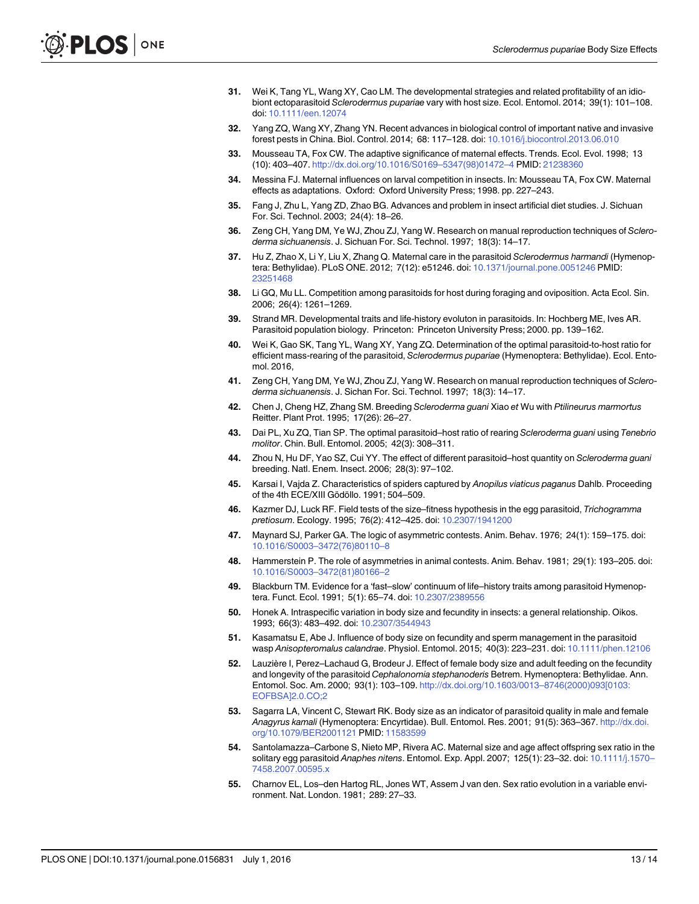31. Wei K, Tang YL, Wang XY, Cao LM. The developmental strategies and related profitability of an idiobiont ectoparasitoid *Sclerodermus pupariae* vary with host size. Ecol. Entomol. 2014; 39(1): 101–108. doi: 10.1111/een.12074
32. Yang ZQ, Wang XY, Zhang YN. Recent advances in biological control of important native and invasive forest pests in China. Biol. Control. 2014; 68: 117–128. doi: 10.1016/j.biocontrol.2013.06.010
33. Mousseau TA, Fox CW. The adaptive significance of maternal effects. Trends. Ecol. Evol. 1998; 13 (10): 403–407. http://dx.doi.org/10.1016/S0169–5347(98)01472–4 PMID: 21238360
34. Messina FJ. Maternal influences on larval competition in insects. In: Mousseau TA, Fox CW. Maternal effects as adaptations. Oxford: Oxford University Press; 1998. pp. 227–243.
35. Fang J, Zhu L, Yang ZD, Zhao BG. Advances and problem in insect artificial diet studies. J. Sichuan For. Sci. Technol. 2003; 24(4): 18–26.
36. Zeng CH, Yang DM, Ye WJ, Zhou ZJ, Yang W. Research on manual reproduction techniques of *Scleroderma sichuanensis*. J. Sichuan For. Sci. Technol. 1997; 18(3): 14–17.
37. Hu Z, Zhao X, Li Y, Liu X, Zhang Q. Maternal care in the parasitoid *Sclerodermus harmandi* (Hymenoptera: Bethylidae). PLoS ONE. 2012; 7(12): e51246. doi: 10.1371/journal.pone.0051246 PMID: 23251468
38. Li GQ, Mu LL. Competition among parasitoids for host during foraging and oviposition. Acta Ecol. Sin. 2006; 26(4): 1261–1269.
39. Strand MR. Developmental traits and life-history evoluton in parasitoids. In: Hochberg ME, Ives AR. Parasitoid population biology. Princeton: Princeton University Press; 2000. pp. 139–162.
40. Wei K, Gao SK, Tang YL, Wang XY, Yang ZQ. Determination of the optimal parasitoid-to-host ratio for efficient mass-rearing of the parasitoid, *Sclerodermus pupariae* (Hymenoptera: Bethylidae). Ecol. Entomol. 2016,
41. Zeng CH, Yang DM, Ye WJ, Zhou ZJ, Yang W. Research on manual reproduction techniques of *Scleroderma sichuanensis*. J. Sichan For. Sci. Technol. 1997; 18(3): 14–17.
42. Chen J, Cheng HZ, Zhang SM. Breeding *Scleroderma guani* Xiao *et* Wu with *Ptilineurus marmortus* Reitter. Plant Prot. 1995; 17(26): 26–27.
43. Dai PL, Xu ZQ, Tian SP. The optimal parasitoid–host ratio of rearing *Scleroderma guani* using *Tenebrio molitor*. Chin. Bull. Entomol. 2005; 42(3): 308–311.
44. Zhou N, Hu DF, Yao SZ, Cui YY. The effect of different parasitoid–host quantity on *Scleroderma guani* breeding. Natl. Enem. Insect. 2006; 28(3): 97–102.
45. Karsai I, Vajda Z. Characteristics of spiders captured by *Anopilus viaticus paganus* Dahlb. Proceeding of the 4th ECE/XIII Gödöllo. 1991; 504–509.
46. Kazmer DJ, Luck RF. Field tests of the size–fitness hypothesis in the egg parasitoid, *Trichogramma pretiosum*. Ecology. 1995; 76(2): 412–425. doi: 10.2307/1941200
47. Maynard SJ, Parker GA. The logic of asymmetric contests. Anim. Behav. 1976; 24(1): 159–175. doi: 10.1016/S0003–3472(76)80110–8
48. Hammerstein P. The role of asymmetries in animal contests. Anim. Behav. 1981; 29(1): 193–205. doi: 10.1016/S0003–3472(81)80166–2
49. Blackburn TM. Evidence for a 'fast–slow' continuum of life–history traits among parasitoid Hymenoptera. Funct. Ecol. 1991; 5(1): 65–74. doi: 10.2307/2389556
50. Honek A. Intraspecific variation in body size and fecundity in insects: a general relationship. Oikos. 1993; 66(3): 483–492. doi: 10.2307/3544943
51. Kasamatsu E, Abe J. Influence of body size on fecundity and sperm management in the parasitoid wasp *Anisopteromalus calandrae*. Physiol. Entomol. 2015; 40(3): 223–231. doi: 10.1111/phen.12106
52. Lauzière I, Perez–Lachaud G, Brodeur J. Effect of female body size and adult feeding on the fecundity and longevity of the parasitoid *Cephalonomia stephanoderis* Betrem. Hymenoptera: Bethylidae. Ann. Entomol. Soc. Am. 2000; 93(1): 103–109. http://dx.doi.org/10.1603/0013–8746(2000)093[0103: EOFBSA]2.0.CO;2
53. Sagarra LA, Vincent C, Stewart RK. Body size as an indicator of parasitoid quality in male and female *Anagyrus kamali* (Hymenoptera: Encyrtidae). Bull. Entomol. Res. 2001; 91(5): 363–367. http://dx.doi.org/10.1079/BER2001121 PMID: 11583599
54. Santolamazza–Carbone S, Nieto MP, Rivera AC. Maternal size and age affect offspring sex ratio in the solitary egg parasitoid *Anaphes nitens*. Entomol. Exp. Appl. 2007; 125(1): 23–32. doi: 10.1111/j.1570–7458.2007.00595.x
55. Charnov EL, Los–den Hartog RL, Jones WT, Assem J van den. Sex ratio evolution in a variable environment. Nat. London. 1981; 289: 27–33.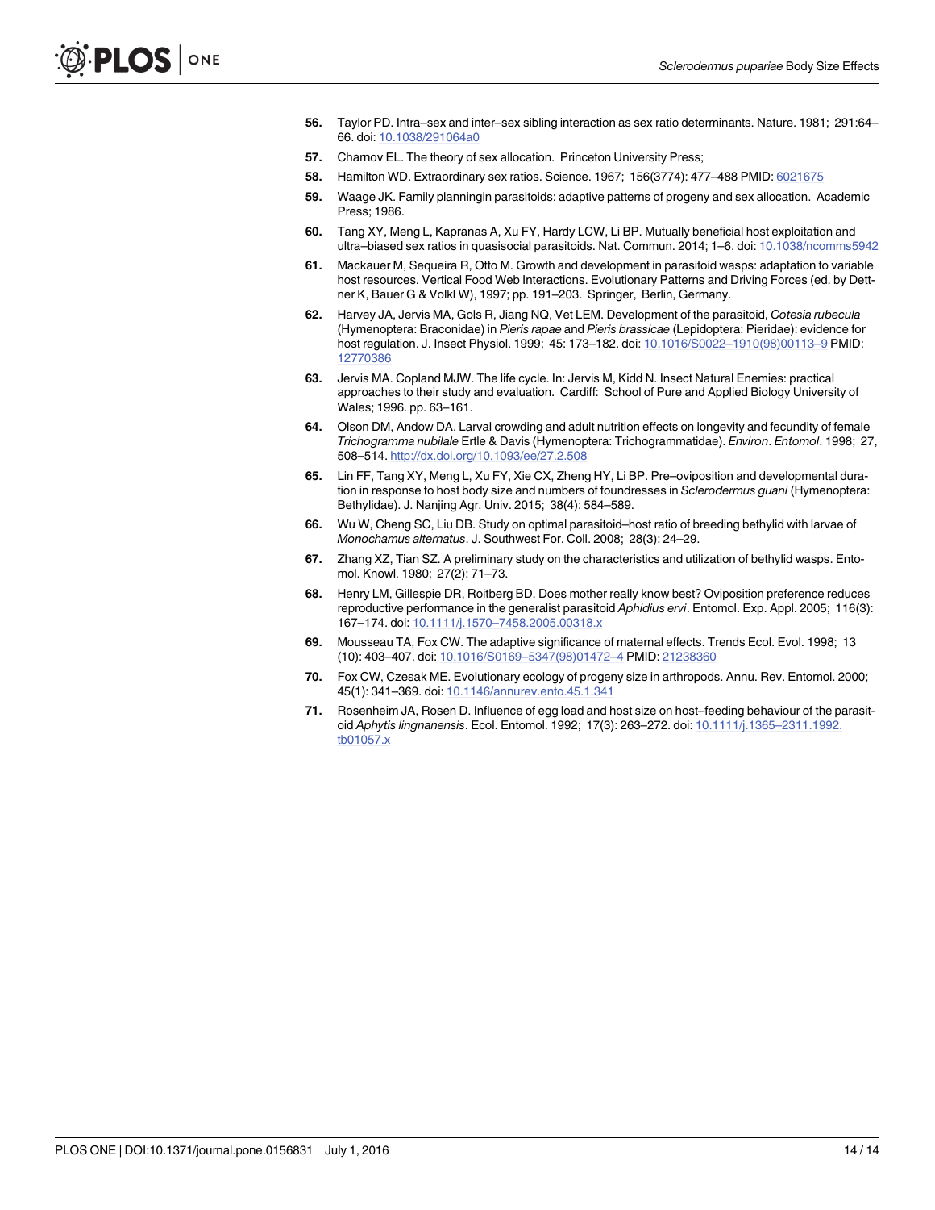56. Taylor PD. Intra–sex and inter–sex sibling interaction as sex ratio determinants. Nature. 1981; 291:64–66. doi: 10.1038/291064a0
57. Charnov EL. The theory of sex allocation. Princeton University Press;
58. Hamilton WD. Extraordinary sex ratios. Science. 1967; 156(3774): 477–488 PMID: 6021675
59. Waage JK. Family planningin parasitoids: adaptive patterns of progeny and sex allocation. Academic Press; 1986.
60. Tang XY, Meng L, Kapranas A, Xu FY, Hardy LCW, Li BP. Mutually beneficial host exploitation and ultra–biased sex ratios in quasisocial parasitoids. Nat. Commun. 2014; 1–6. doi: 10.1038/ncomms5942
61. Mackauer M, Sequeira R, Otto M. Growth and development in parasitoid wasps: adaptation to variable host resources. Vertical Food Web Interactions. Evolutionary Patterns and Driving Forces (ed. by Dettner K, Bauer G & Volkl W), 1997; pp. 191–203. Springer, Berlin, Germany.
62. Harvey JA, Jervis MA, Gols R, Jiang NQ, Vet LEM. Development of the parasitoid, *Cotesia rubecula* (Hymenoptera: Braconidae) in *Pieris rapae* and *Pieris brassicae* (Lepidoptera: Pieridae): evidence for host regulation. J. Insect Physiol. 1999; 45: 173–182. doi: 10.1016/S0022–1910(98)00113–9 PMID: 12770386
63. Jervis MA. Copland MJW. The life cycle. In: Jervis M, Kidd N. Insect Natural Enemies: practical approaches to their study and evaluation. Cardiff: School of Pure and Applied Biology University of Wales; 1996. pp. 63–161.
64. Olson DM, Andow DA. Larval crowding and adult nutrition effects on longevity and fecundity of female *Trichogramma nubilale* Ertle & Davis (Hymenoptera: Trichogrammatidae). *Environ*. *Entomol*. 1998; 27, 508–514. http://dx.doi.org/10.1093/ee/27.2.508
65. Lin FF, Tang XY, Meng L, Xu FY, Xie CX, Zheng HY, Li BP. Pre–oviposition and developmental duration in response to host body size and numbers of foundresses in *Sclerodermus guani* (Hymenoptera: Bethylidae). J. Nanjing Agr. Univ. 2015; 38(4): 584–589.
66. Wu W, Cheng SC, Liu DB. Study on optimal parasitoid–host ratio of breeding bethylid with larvae of *Monochamus alternatus*. J. Southwest For. Coll. 2008; 28(3): 24–29.
67. Zhang XZ, Tian SZ. A preliminary study on the characteristics and utilization of bethylid wasps. Entomol. Knowl. 1980; 27(2): 71–73.
68. Henry LM, Gillespie DR, Roitberg BD. Does mother really know best? Oviposition preference reduces reproductive performance in the generalist parasitoid *Aphidius ervi*. Entomol. Exp. Appl. 2005; 116(3): 167–174. doi: 10.1111/j.1570–7458.2005.00318.x
69. Mousseau TA, Fox CW. The adaptive significance of maternal effects. Trends Ecol. Evol. 1998; 13 (10): 403–407. doi: 10.1016/S0169–5347(98)01472–4 PMID: 21238360
70. Fox CW, Czesak ME. Evolutionary ecology of progeny size in arthropods. Annu. Rev. Entomol. 2000; 45(1): 341–369. doi: 10.1146/annurev.ento.45.1.341
71. Rosenheim JA, Rosen D. Influence of egg load and host size on host–feeding behaviour of the parasitoid *Aphytis lingnanensis*. Ecol. Entomol. 1992; 17(3): 263–272. doi: 10.1111/j.1365–2311.1992.tb01057.x